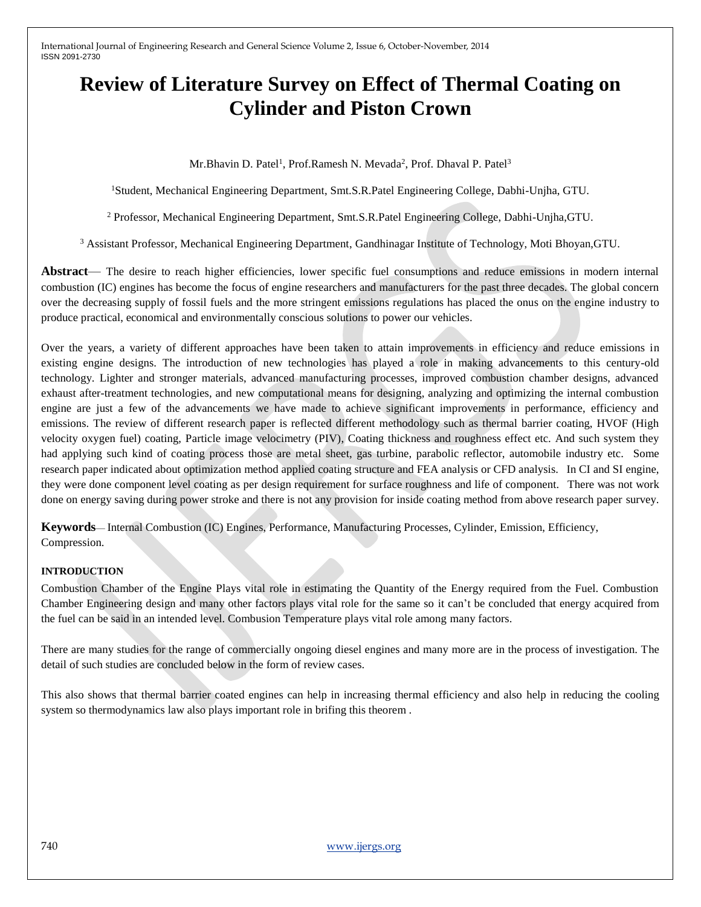# Review of Literature Survey on Effect of Thermal Coating on Cylinder and Piston Crown

Mr.Bhavin D. Patel[1], Prof.Ramesh N. Mevada[2], Prof. Dhaval P. Patel[3]

[1]Student, Mechanical Engineering Department, Smt.S.R.Patel Engineering College, Dabhi-Unjha, GTU.

[2] Professor, Mechanical Engineering Department, Smt.S.R.Patel Engineering College, Dabhi-Unjha,GTU.

[3] Assistant Professor, Mechanical Engineering Department, Gandhinagar Institute of Technology, Moti Bhoyan,GTU.

**Abstract**— The desire to reach higher efficiencies, lower specific fuel consumptions and reduce emissions in modern internal combustion (IC) engines has become the focus of engine researchers and manufacturers for the past three decades. The global concern over the decreasing supply of fossil fuels and the more stringent emissions regulations has placed the onus on the engine industry to produce practical, economical and environmentally conscious solutions to power our vehicles.

Over the years, a variety of different approaches have been taken to attain improvements in efficiency and reduce emissions in existing engine designs. The introduction of new technologies has played a role in making advancements to this century-old technology. Lighter and stronger materials, advanced manufacturing processes, improved combustion chamber designs, advanced exhaust after-treatment technologies, and new computational means for designing, analyzing and optimizing the internal combustion engine are just a few of the advancements we have made to achieve significant improvements in performance, efficiency and emissions. The review of different research paper is reflected different methodology such as thermal barrier coating, HVOF (High velocity oxygen fuel) coating, Particle image velocimetry (PIV), Coating thickness and roughness effect etc. And such system they had applying such kind of coating process those are metal sheet, gas turbine, parabolic reflector, automobile industry etc. Some research paper indicated about optimization method applied coating structure and FEA analysis or CFD analysis. In CI and SI engine, they were done component level coating as per design requirement for surface roughness and life of component. There was not work done on energy saving during power stroke and there is not any provision for inside coating method from above research paper survey.

**Keywords**— Internal Combustion (IC) Engines, Performance, Manufacturing Processes, Cylinder, Emission, Efficiency, Compression.

## INTRODUCTION

Combustion Chamber of the Engine Plays vital role in estimating the Quantity of the Energy required from the Fuel. Combustion Chamber Engineering design and many other factors plays vital role for the same so it can't be concluded that energy acquired from the fuel can be said in an intended level. Combusion Temperature plays vital role among many factors.

There are many studies for the range of commercially ongoing diesel engines and many more are in the process of investigation. The detail of such studies are concluded below in the form of review cases.

This also shows that thermal barrier coated engines can help in increasing thermal efficiency and also help in reducing the cooling system so thermodynamics law also plays important role in brifing this theorem .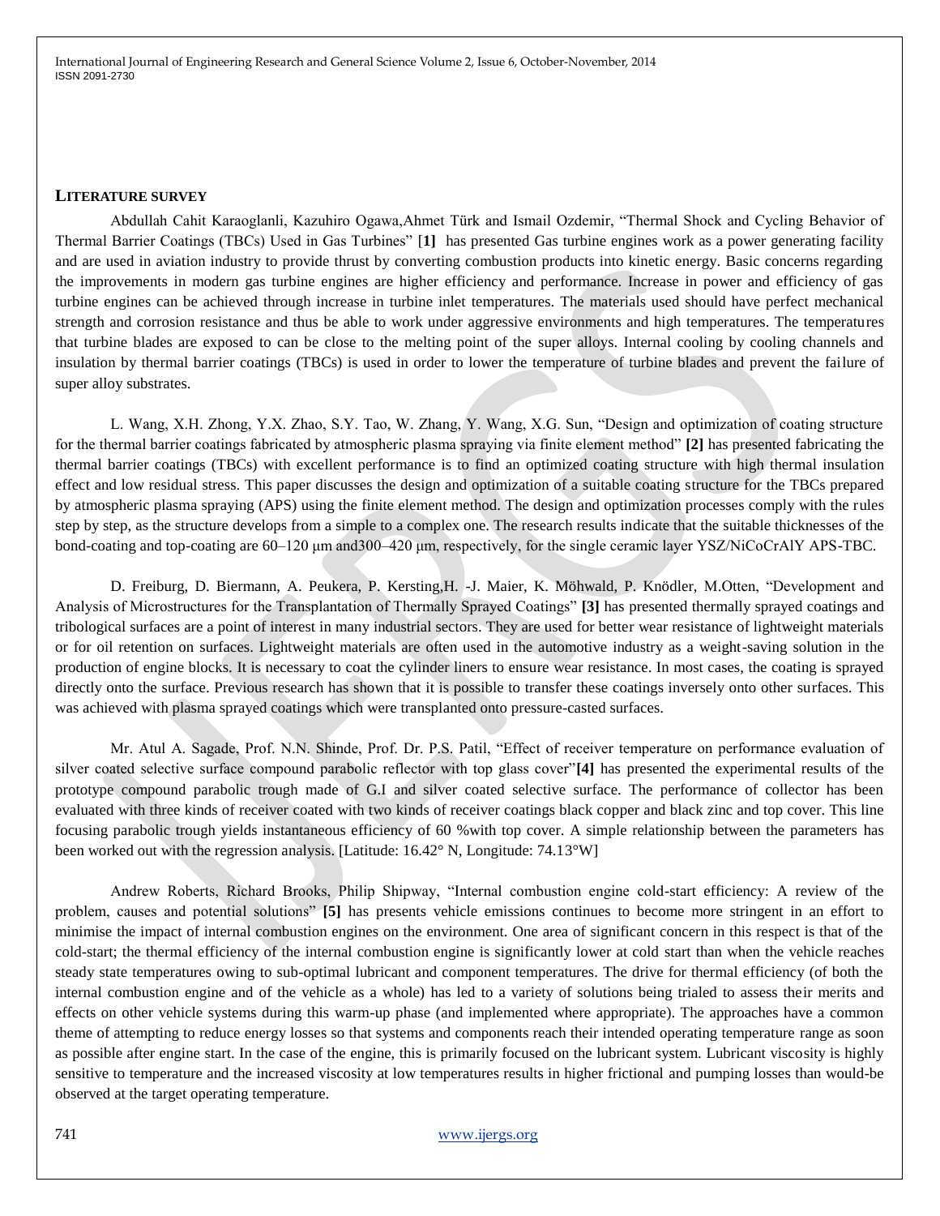## LITERATURE SURVEY

Abdullah Cahit Karaoglanli, Kazuhiro Ogawa,Ahmet Türk and Ismail Ozdemir, "Thermal Shock and Cycling Behavior of Thermal Barrier Coatings (TBCs) Used in Gas Turbines" [**1**] has presented Gas turbine engines work as a power generating facility and are used in aviation industry to provide thrust by converting combustion products into kinetic energy. Basic concerns regarding the improvements in modern gas turbine engines are higher efficiency and performance. Increase in power and efficiency of gas turbine engines can be achieved through increase in turbine inlet temperatures. The materials used should have perfect mechanical strength and corrosion resistance and thus be able to work under aggressive environments and high temperatures. The temperatures that turbine blades are exposed to can be close to the melting point of the super alloys. Internal cooling by cooling channels and insulation by thermal barrier coatings (TBCs) is used in order to lower the temperature of turbine blades and prevent the failure of super alloy substrates.

L. Wang, X.H. Zhong, Y.X. Zhao, S.Y. Tao, W. Zhang, Y. Wang, X.G. Sun, "Design and optimization of coating structure for the thermal barrier coatings fabricated by atmospheric plasma spraying via finite element method" **[2]** has presented fabricating the thermal barrier coatings (TBCs) with excellent performance is to find an optimized coating structure with high thermal insulation effect and low residual stress. This paper discusses the design and optimization of a suitable coating structure for the TBCs prepared by atmospheric plasma spraying (APS) using the finite element method. The design and optimization processes comply with the rules step by step, as the structure develops from a simple to a complex one. The research results indicate that the suitable thicknesses of the bond-coating and top-coating are 60–120 μm and300–420 μm, respectively, for the single ceramic layer YSZ/NiCoCrAlY APS-TBC.

D. Freiburg, D. Biermann, A. Peukera, P. Kersting,H. -J. Maier, K. Möhwald, P. Knödler, M.Otten, "Development and Analysis of Microstructures for the Transplantation of Thermally Sprayed Coatings" **[3]** has presented thermally sprayed coatings and tribological surfaces are a point of interest in many industrial sectors. They are used for better wear resistance of lightweight materials or for oil retention on surfaces. Lightweight materials are often used in the automotive industry as a weight-saving solution in the production of engine blocks. It is necessary to coat the cylinder liners to ensure wear resistance. In most cases, the coating is sprayed directly onto the surface. Previous research has shown that it is possible to transfer these coatings inversely onto other surfaces. This was achieved with plasma sprayed coatings which were transplanted onto pressure-casted surfaces.

Mr. Atul A. Sagade, Prof. N.N. Shinde, Prof. Dr. P.S. Patil, "Effect of receiver temperature on performance evaluation of silver coated selective surface compound parabolic reflector with top glass cover"**[4]** has presented the experimental results of the prototype compound parabolic trough made of G.I and silver coated selective surface. The performance of collector has been evaluated with three kinds of receiver coated with two kinds of receiver coatings black copper and black zinc and top cover. This line focusing parabolic trough yields instantaneous efficiency of 60 %with top cover. A simple relationship between the parameters has been worked out with the regression analysis. [Latitude: 16.42° N, Longitude: 74.13°W]

Andrew Roberts, Richard Brooks, Philip Shipway, "Internal combustion engine cold-start efficiency: A review of the problem, causes and potential solutions" **[5]** has presents vehicle emissions continues to become more stringent in an effort to minimise the impact of internal combustion engines on the environment. One area of significant concern in this respect is that of the cold-start; the thermal efficiency of the internal combustion engine is significantly lower at cold start than when the vehicle reaches steady state temperatures owing to sub-optimal lubricant and component temperatures. The drive for thermal efficiency (of both the internal combustion engine and of the vehicle as a whole) has led to a variety of solutions being trialed to assess their merits and effects on other vehicle systems during this warm-up phase (and implemented where appropriate). The approaches have a common theme of attempting to reduce energy losses so that systems and components reach their intended operating temperature range as soon as possible after engine start. In the case of the engine, this is primarily focused on the lubricant system. Lubricant viscosity is highly sensitive to temperature and the increased viscosity at low temperatures results in higher frictional and pumping losses than would-be observed at the target operating temperature.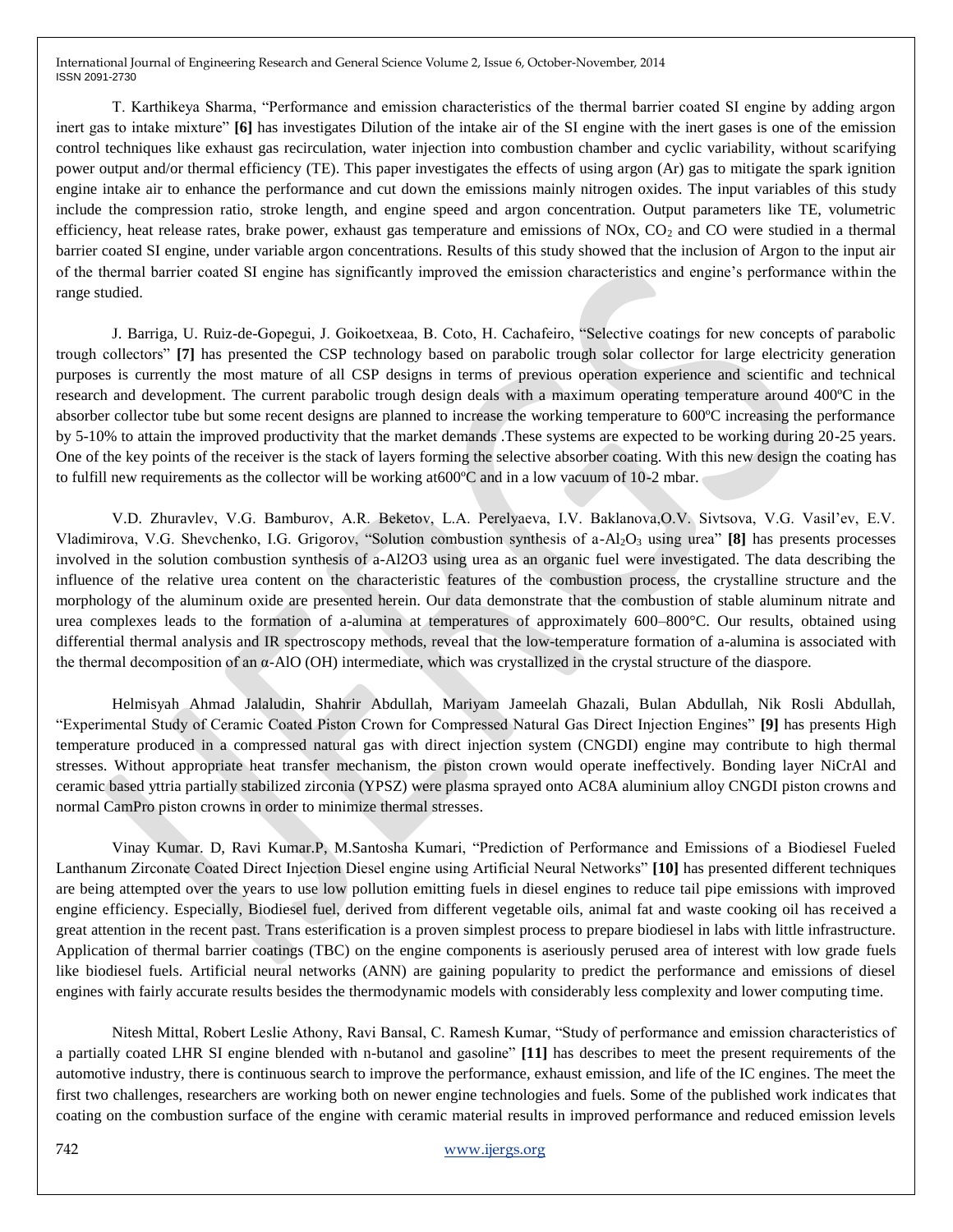T. Karthikeya Sharma, "Performance and emission characteristics of the thermal barrier coated SI engine by adding argon inert gas to intake mixture" **[6]** has investigates Dilution of the intake air of the SI engine with the inert gases is one of the emission control techniques like exhaust gas recirculation, water injection into combustion chamber and cyclic variability, without scarifying power output and/or thermal efficiency (TE). This paper investigates the effects of using argon (Ar) gas to mitigate the spark ignition engine intake air to enhance the performance and cut down the emissions mainly nitrogen oxides. The input variables of this study include the compression ratio, stroke length, and engine speed and argon concentration. Output parameters like TE, volumetric efficiency, heat release rates, brake power, exhaust gas temperature and emissions of NOx, $CO_2$ and CO were studied in a thermal barrier coated SI engine, under variable argon concentrations. Results of this study showed that the inclusion of Argon to the input air of the thermal barrier coated SI engine has significantly improved the emission characteristics and engine's performance within the range studied.

J. Barriga, U. Ruiz-de-Gopegui, J. Goikoetxeaa, B. Coto, H. Cachafeiro, "Selective coatings for new concepts of parabolic trough collectors" **[7]** has presented the CSP technology based on parabolic trough solar collector for large electricity generation purposes is currently the most mature of all CSP designs in terms of previous operation experience and scientific and technical research and development. The current parabolic trough design deals with a maximum operating temperature around 400ºC in the absorber collector tube but some recent designs are planned to increase the working temperature to 600ºC increasing the performance by 5-10% to attain the improved productivity that the market demands .These systems are expected to be working during 20-25 years. One of the key points of the receiver is the stack of layers forming the selective absorber coating. With this new design the coating has to fulfill new requirements as the collector will be working at600ºC and in a low vacuum of 10-2 mbar.

V.D. Zhuravlev, V.G. Bamburov, A.R. Beketov, L.A. Perelyaeva, I.V. Baklanova,O.V. Sivtsova, V.G. Vasil'ev, E.V. Vladimirova, V.G. Shevchenko, I.G. Grigorov, "Solution combustion synthesis of a-$Al_2O_3$ using urea" **[8]** has presents processes involved in the solution combustion synthesis of a-Al2O3 using urea as an organic fuel were investigated. The data describing the influence of the relative urea content on the characteristic features of the combustion process, the crystalline structure and the morphology of the aluminum oxide are presented herein. Our data demonstrate that the combustion of stable aluminum nitrate and urea complexes leads to the formation of a-alumina at temperatures of approximately 600–800°C. Our results, obtained using differential thermal analysis and IR spectroscopy methods, reveal that the low-temperature formation of a-alumina is associated with the thermal decomposition of an α-AlO (OH) intermediate, which was crystallized in the crystal structure of the diaspore.

Helmisyah Ahmad Jalaludin, Shahrir Abdullah, Mariyam Jameelah Ghazali, Bulan Abdullah, Nik Rosli Abdullah, "Experimental Study of Ceramic Coated Piston Crown for Compressed Natural Gas Direct Injection Engines" **[9]** has presents High temperature produced in a compressed natural gas with direct injection system (CNGDI) engine may contribute to high thermal stresses. Without appropriate heat transfer mechanism, the piston crown would operate ineffectively. Bonding layer NiCrAl and ceramic based yttria partially stabilized zirconia (YPSZ) were plasma sprayed onto AC8A aluminium alloy CNGDI piston crowns and normal CamPro piston crowns in order to minimize thermal stresses.

Vinay Kumar. D, Ravi Kumar.P, M.Santosha Kumari, "Prediction of Performance and Emissions of a Biodiesel Fueled Lanthanum Zirconate Coated Direct Injection Diesel engine using Artificial Neural Networks" **[10]** has presented different techniques are being attempted over the years to use low pollution emitting fuels in diesel engines to reduce tail pipe emissions with improved engine efficiency. Especially, Biodiesel fuel, derived from different vegetable oils, animal fat and waste cooking oil has received a great attention in the recent past. Trans esterification is a proven simplest process to prepare biodiesel in labs with little infrastructure. Application of thermal barrier coatings (TBC) on the engine components is aseriously perused area of interest with low grade fuels like biodiesel fuels. Artificial neural networks (ANN) are gaining popularity to predict the performance and emissions of diesel engines with fairly accurate results besides the thermodynamic models with considerably less complexity and lower computing time.

Nitesh Mittal, Robert Leslie Athony, Ravi Bansal, C. Ramesh Kumar, "Study of performance and emission characteristics of a partially coated LHR SI engine blended with n-butanol and gasoline" **[11]** has describes to meet the present requirements of the automotive industry, there is continuous search to improve the performance, exhaust emission, and life of the IC engines. The meet the first two challenges, researchers are working both on newer engine technologies and fuels. Some of the published work indicates that coating on the combustion surface of the engine with ceramic material results in improved performance and reduced emission levels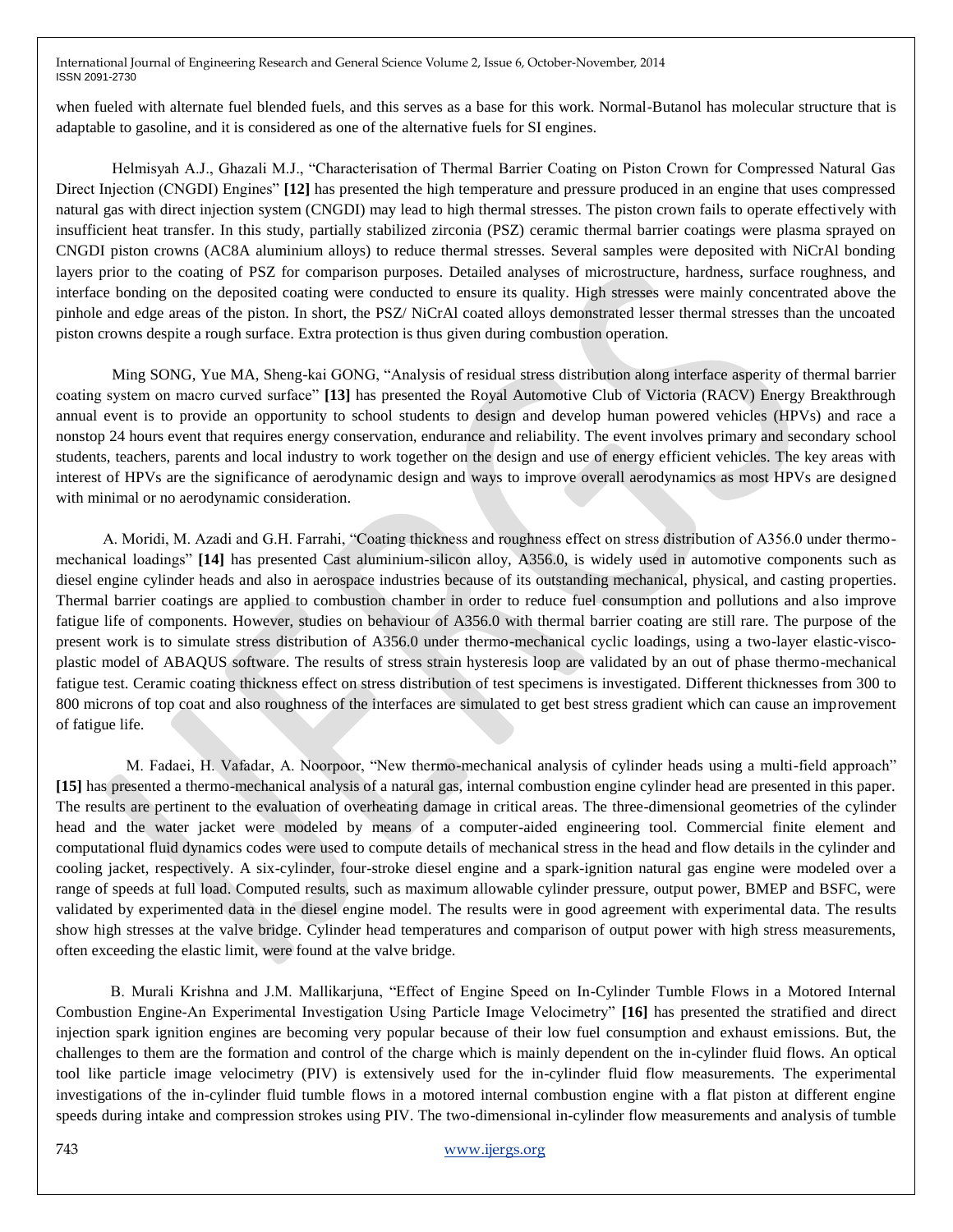when fueled with alternate fuel blended fuels, and this serves as a base for this work. Normal-Butanol has molecular structure that is adaptable to gasoline, and it is considered as one of the alternative fuels for SI engines.

Helmisyah A.J., Ghazali M.J., "Characterisation of Thermal Barrier Coating on Piston Crown for Compressed Natural Gas Direct Injection (CNGDI) Engines" **[12]** has presented the high temperature and pressure produced in an engine that uses compressed natural gas with direct injection system (CNGDI) may lead to high thermal stresses. The piston crown fails to operate effectively with insufficient heat transfer. In this study, partially stabilized zirconia (PSZ) ceramic thermal barrier coatings were plasma sprayed on CNGDI piston crowns (AC8A aluminium alloys) to reduce thermal stresses. Several samples were deposited with NiCrAl bonding layers prior to the coating of PSZ for comparison purposes. Detailed analyses of microstructure, hardness, surface roughness, and interface bonding on the deposited coating were conducted to ensure its quality. High stresses were mainly concentrated above the pinhole and edge areas of the piston. In short, the PSZ/ NiCrAl coated alloys demonstrated lesser thermal stresses than the uncoated piston crowns despite a rough surface. Extra protection is thus given during combustion operation.

Ming SONG, Yue MA, Sheng-kai GONG, "Analysis of residual stress distribution along interface asperity of thermal barrier coating system on macro curved surface" **[13]** has presented the Royal Automotive Club of Victoria (RACV) Energy Breakthrough annual event is to provide an opportunity to school students to design and develop human powered vehicles (HPVs) and race a nonstop 24 hours event that requires energy conservation, endurance and reliability. The event involves primary and secondary school students, teachers, parents and local industry to work together on the design and use of energy efficient vehicles. The key areas with interest of HPVs are the significance of aerodynamic design and ways to improve overall aerodynamics as most HPVs are designed with minimal or no aerodynamic consideration.

A. Moridi, M. Azadi and G.H. Farrahi, "Coating thickness and roughness effect on stress distribution of A356.0 under thermo-mechanical loadings" **[14]** has presented Cast aluminium-silicon alloy, A356.0, is widely used in automotive components such as diesel engine cylinder heads and also in aerospace industries because of its outstanding mechanical, physical, and casting properties. Thermal barrier coatings are applied to combustion chamber in order to reduce fuel consumption and pollutions and also improve fatigue life of components. However, studies on behaviour of A356.0 with thermal barrier coating are still rare. The purpose of the present work is to simulate stress distribution of A356.0 under thermo-mechanical cyclic loadings, using a two-layer elastic-visco-plastic model of ABAQUS software. The results of stress strain hysteresis loop are validated by an out of phase thermo-mechanical fatigue test. Ceramic coating thickness effect on stress distribution of test specimens is investigated. Different thicknesses from 300 to 800 microns of top coat and also roughness of the interfaces are simulated to get best stress gradient which can cause an improvement of fatigue life.

M. Fadaei, H. Vafadar, A. Noorpoor, "New thermo-mechanical analysis of cylinder heads using a multi-field approach" **[15]** has presented a thermo-mechanical analysis of a natural gas, internal combustion engine cylinder head are presented in this paper. The results are pertinent to the evaluation of overheating damage in critical areas. The three-dimensional geometries of the cylinder head and the water jacket were modeled by means of a computer-aided engineering tool. Commercial finite element and computational fluid dynamics codes were used to compute details of mechanical stress in the head and flow details in the cylinder and cooling jacket, respectively. A six-cylinder, four-stroke diesel engine and a spark-ignition natural gas engine were modeled over a range of speeds at full load. Computed results, such as maximum allowable cylinder pressure, output power, BMEP and BSFC, were validated by experimented data in the diesel engine model. The results were in good agreement with experimental data. The results show high stresses at the valve bridge. Cylinder head temperatures and comparison of output power with high stress measurements, often exceeding the elastic limit, were found at the valve bridge.

B. Murali Krishna and J.M. Mallikarjuna, "Effect of Engine Speed on In-Cylinder Tumble Flows in a Motored Internal Combustion Engine-An Experimental Investigation Using Particle Image Velocimetry" **[16]** has presented the stratified and direct injection spark ignition engines are becoming very popular because of their low fuel consumption and exhaust emissions. But, the challenges to them are the formation and control of the charge which is mainly dependent on the in-cylinder fluid flows. An optical tool like particle image velocimetry (PIV) is extensively used for the in-cylinder fluid flow measurements. The experimental investigations of the in-cylinder fluid tumble flows in a motored internal combustion engine with a flat piston at different engine speeds during intake and compression strokes using PIV. The two-dimensional in-cylinder flow measurements and analysis of tumble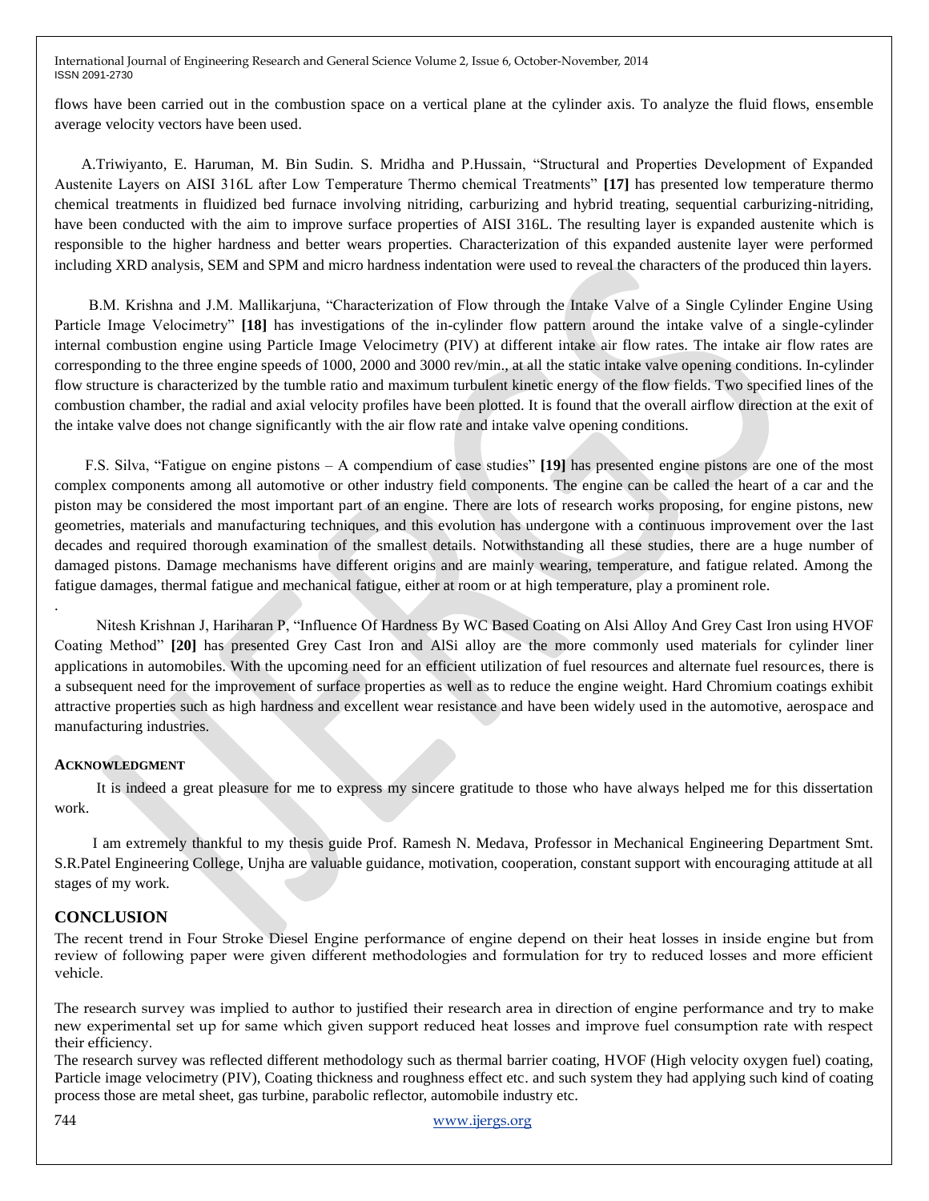flows have been carried out in the combustion space on a vertical plane at the cylinder axis. To analyze the fluid flows, ensemble average velocity vectors have been used.

A.Triwiyanto, E. Haruman, M. Bin Sudin. S. Mridha and P.Hussain, "Structural and Properties Development of Expanded Austenite Layers on AISI 316L after Low Temperature Thermo chemical Treatments" **[17]** has presented low temperature thermo chemical treatments in fluidized bed furnace involving nitriding, carburizing and hybrid treating, sequential carburizing-nitriding, have been conducted with the aim to improve surface properties of AISI 316L. The resulting layer is expanded austenite which is responsible to the higher hardness and better wears properties. Characterization of this expanded austenite layer were performed including XRD analysis, SEM and SPM and micro hardness indentation were used to reveal the characters of the produced thin layers.

B.M. Krishna and J.M. Mallikarjuna, "Characterization of Flow through the Intake Valve of a Single Cylinder Engine Using Particle Image Velocimetry" **[18]** has investigations of the in-cylinder flow pattern around the intake valve of a single-cylinder internal combustion engine using Particle Image Velocimetry (PIV) at different intake air flow rates. The intake air flow rates are corresponding to the three engine speeds of 1000, 2000 and 3000 rev/min., at all the static intake valve opening conditions. In-cylinder flow structure is characterized by the tumble ratio and maximum turbulent kinetic energy of the flow fields. Two specified lines of the combustion chamber, the radial and axial velocity profiles have been plotted. It is found that the overall airflow direction at the exit of the intake valve does not change significantly with the air flow rate and intake valve opening conditions.

F.S. Silva, "Fatigue on engine pistons – A compendium of case studies" **[19]** has presented engine pistons are one of the most complex components among all automotive or other industry field components. The engine can be called the heart of a car and the piston may be considered the most important part of an engine. There are lots of research works proposing, for engine pistons, new geometries, materials and manufacturing techniques, and this evolution has undergone with a continuous improvement over the last decades and required thorough examination of the smallest details. Notwithstanding all these studies, there are a huge number of damaged pistons. Damage mechanisms have different origins and are mainly wearing, temperature, and fatigue related. Among the fatigue damages, thermal fatigue and mechanical fatigue, either at room or at high temperature, play a prominent role.

.

Nitesh Krishnan J, Hariharan P, "Influence Of Hardness By WC Based Coating on Alsi Alloy And Grey Cast Iron using HVOF Coating Method" **[20]** has presented Grey Cast Iron and AlSi alloy are the more commonly used materials for cylinder liner applications in automobiles. With the upcoming need for an efficient utilization of fuel resources and alternate fuel resources, there is a subsequent need for the improvement of surface properties as well as to reduce the engine weight. Hard Chromium coatings exhibit attractive properties such as high hardness and excellent wear resistance and have been widely used in the automotive, aerospace and manufacturing industries.

## ACKNOWLEDGMENT

It is indeed a great pleasure for me to express my sincere gratitude to those who have always helped me for this dissertation work.

I am extremely thankful to my thesis guide Prof. Ramesh N. Medava, Professor in Mechanical Engineering Department Smt. S.R.Patel Engineering College, Unjha are valuable guidance, motivation, cooperation, constant support with encouraging attitude at all stages of my work.

## CONCLUSION

The recent trend in Four Stroke Diesel Engine performance of engine depend on their heat losses in inside engine but from review of following paper were given different methodologies and formulation for try to reduced losses and more efficient vehicle.

The research survey was implied to author to justified their research area in direction of engine performance and try to make new experimental set up for same which given support reduced heat losses and improve fuel consumption rate with respect their efficiency.

The research survey was reflected different methodology such as thermal barrier coating, HVOF (High velocity oxygen fuel) coating, Particle image velocimetry (PIV), Coating thickness and roughness effect etc. and such system they had applying such kind of coating process those are metal sheet, gas turbine, parabolic reflector, automobile industry etc.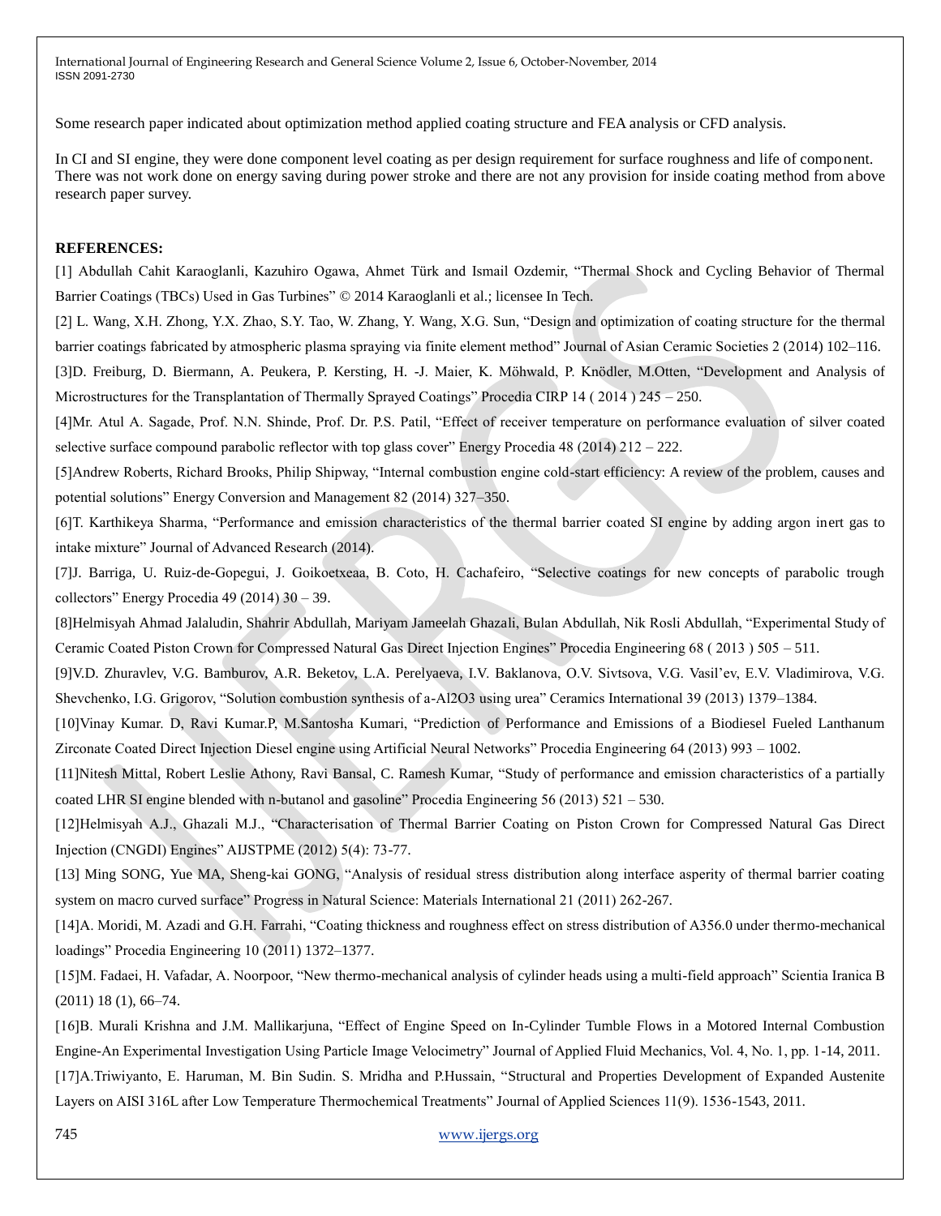Some research paper indicated about optimization method applied coating structure and FEA analysis or CFD analysis.

In CI and SI engine, they were done component level coating as per design requirement for surface roughness and life of component. There was not work done on energy saving during power stroke and there are not any provision for inside coating method from above research paper survey.

**REFERENCES:**

[1] Abdullah Cahit Karaoglanli, Kazuhiro Ogawa, Ahmet Türk and Ismail Ozdemir, "Thermal Shock and Cycling Behavior of Thermal Barrier Coatings (TBCs) Used in Gas Turbines" © 2014 Karaoglanli et al.; licensee In Tech.

[2] L. Wang, X.H. Zhong, Y.X. Zhao, S.Y. Tao, W. Zhang, Y. Wang, X.G. Sun, "Design and optimization of coating structure for the thermal barrier coatings fabricated by atmospheric plasma spraying via finite element method" Journal of Asian Ceramic Societies 2 (2014) 102–116.

[3]D. Freiburg, D. Biermann, A. Peukera, P. Kersting, H. -J. Maier, K. Möhwald, P. Knödler, M.Otten, "Development and Analysis of Microstructures for the Transplantation of Thermally Sprayed Coatings" Procedia CIRP 14 ( 2014 ) 245 – 250.

[4]Mr. Atul A. Sagade, Prof. N.N. Shinde, Prof. Dr. P.S. Patil, "Effect of receiver temperature on performance evaluation of silver coated selective surface compound parabolic reflector with top glass cover" Energy Procedia 48 (2014) 212 – 222.

[5]Andrew Roberts, Richard Brooks, Philip Shipway, "Internal combustion engine cold-start efficiency: A review of the problem, causes and potential solutions" Energy Conversion and Management 82 (2014) 327–350.

[6]T. Karthikeya Sharma, "Performance and emission characteristics of the thermal barrier coated SI engine by adding argon inert gas to intake mixture" Journal of Advanced Research (2014).

[7]J. Barriga, U. Ruiz-de-Gopegui, J. Goikoetxeaa, B. Coto, H. Cachafeiro, "Selective coatings for new concepts of parabolic trough collectors" Energy Procedia 49 (2014) 30 – 39.

[8]Helmisyah Ahmad Jalaludin, Shahrir Abdullah, Mariyam Jameelah Ghazali, Bulan Abdullah, Nik Rosli Abdullah, "Experimental Study of Ceramic Coated Piston Crown for Compressed Natural Gas Direct Injection Engines" Procedia Engineering 68 ( 2013 ) 505 – 511.

[9]V.D. Zhuravlev, V.G. Bamburov, A.R. Beketov, L.A. Perelyaeva, I.V. Baklanova, O.V. Sivtsova, V.G. Vasil'ev, E.V. Vladimirova, V.G. Shevchenko, I.G. Grigorov, "Solution combustion synthesis of a-$Al_2O_3$ using urea" Ceramics International 39 (2013) 1379–1384.

[10]Vinay Kumar. D, Ravi Kumar.P, M.Santosha Kumari, "Prediction of Performance and Emissions of a Biodiesel Fueled Lanthanum Zirconate Coated Direct Injection Diesel engine using Artificial Neural Networks" Procedia Engineering 64 (2013) 993 – 1002.

[11]Nitesh Mittal, Robert Leslie Athony, Ravi Bansal, C. Ramesh Kumar, "Study of performance and emission characteristics of a partially coated LHR SI engine blended with n-butanol and gasoline" Procedia Engineering 56 (2013) 521 – 530.

[12]Helmisyah A.J., Ghazali M.J., "Characterisation of Thermal Barrier Coating on Piston Crown for Compressed Natural Gas Direct Injection (CNGDI) Engines" AIJSTPME (2012) 5(4): 73-77.

[13] Ming SONG, Yue MA, Sheng-kai GONG, "Analysis of residual stress distribution along interface asperity of thermal barrier coating system on macro curved surface" Progress in Natural Science: Materials International 21 (2011) 262-267.

[14]A. Moridi, M. Azadi and G.H. Farrahi, "Coating thickness and roughness effect on stress distribution of A356.0 under thermo-mechanical loadings" Procedia Engineering 10 (2011) 1372–1377.

[15]M. Fadaei, H. Vafadar, A. Noorpoor, "New thermo-mechanical analysis of cylinder heads using a multi-field approach" Scientia Iranica B (2011) 18 (1), 66–74.

[16]B. Murali Krishna and J.M. Mallikarjuna, "Effect of Engine Speed on In-Cylinder Tumble Flows in a Motored Internal Combustion Engine-An Experimental Investigation Using Particle Image Velocimetry" Journal of Applied Fluid Mechanics, Vol. 4, No. 1, pp. 1-14, 2011.

[17]A.Triwiyanto, E. Haruman, M. Bin Sudin. S. Mridha and P.Hussain, "Structural and Properties Development of Expanded Austenite Layers on AISI 316L after Low Temperature Thermochemical Treatments" Journal of Applied Sciences 11(9). 1536-1543, 2011.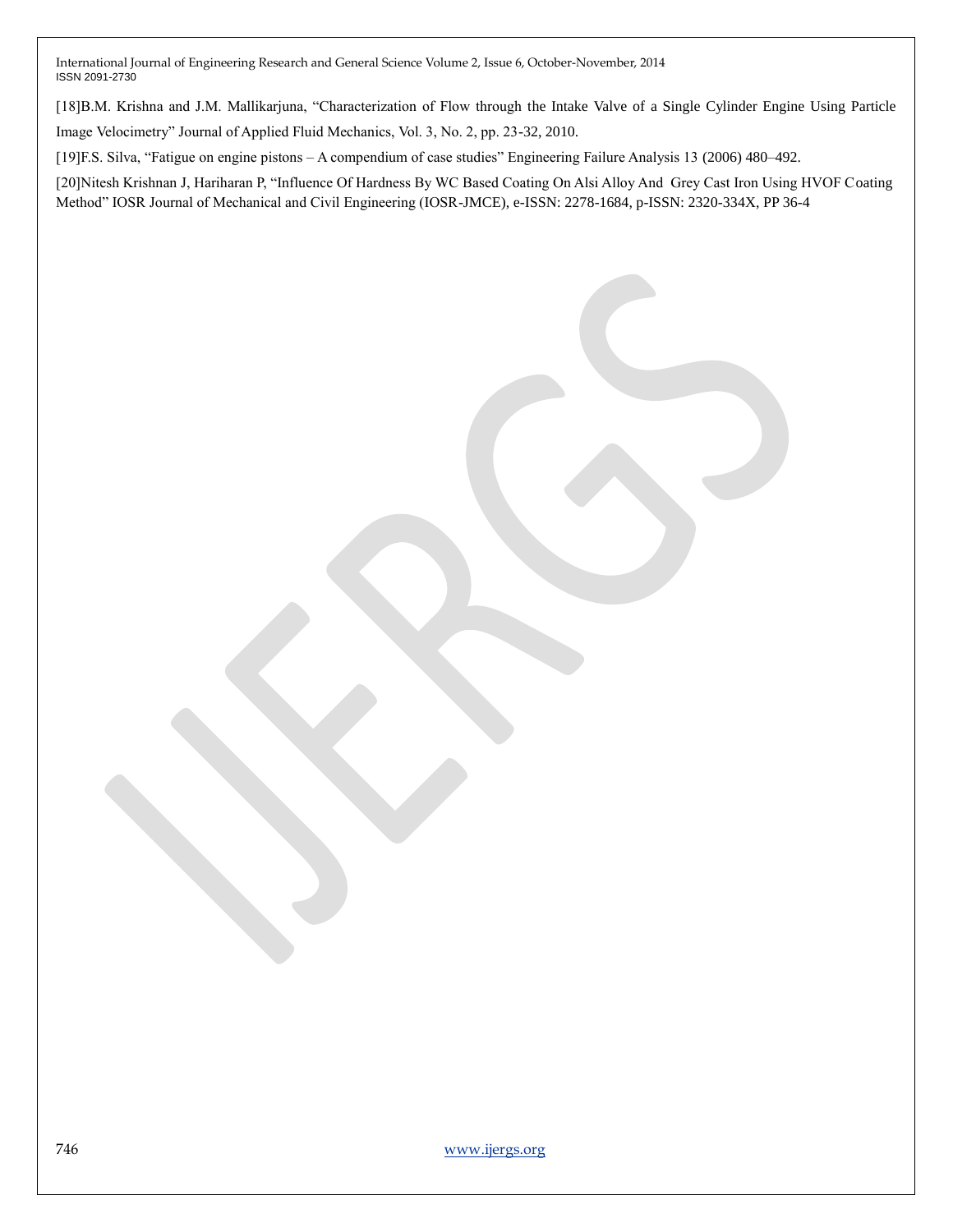[18]B.M. Krishna and J.M. Mallikarjuna, "Characterization of Flow through the Intake Valve of a Single Cylinder Engine Using Particle Image Velocimetry" Journal of Applied Fluid Mechanics, Vol. 3, No. 2, pp. 23-32, 2010.

[19]F.S. Silva, "Fatigue on engine pistons – A compendium of case studies" Engineering Failure Analysis 13 (2006) 480–492.

[20]Nitesh Krishnan J, Hariharan P, "Influence Of Hardness By WC Based Coating On Alsi Alloy And Grey Cast Iron Using HVOF Coating Method" IOSR Journal of Mechanical and Civil Engineering (IOSR-JMCE), e-ISSN: 2278-1684, p-ISSN: 2320-334X, PP 36-4